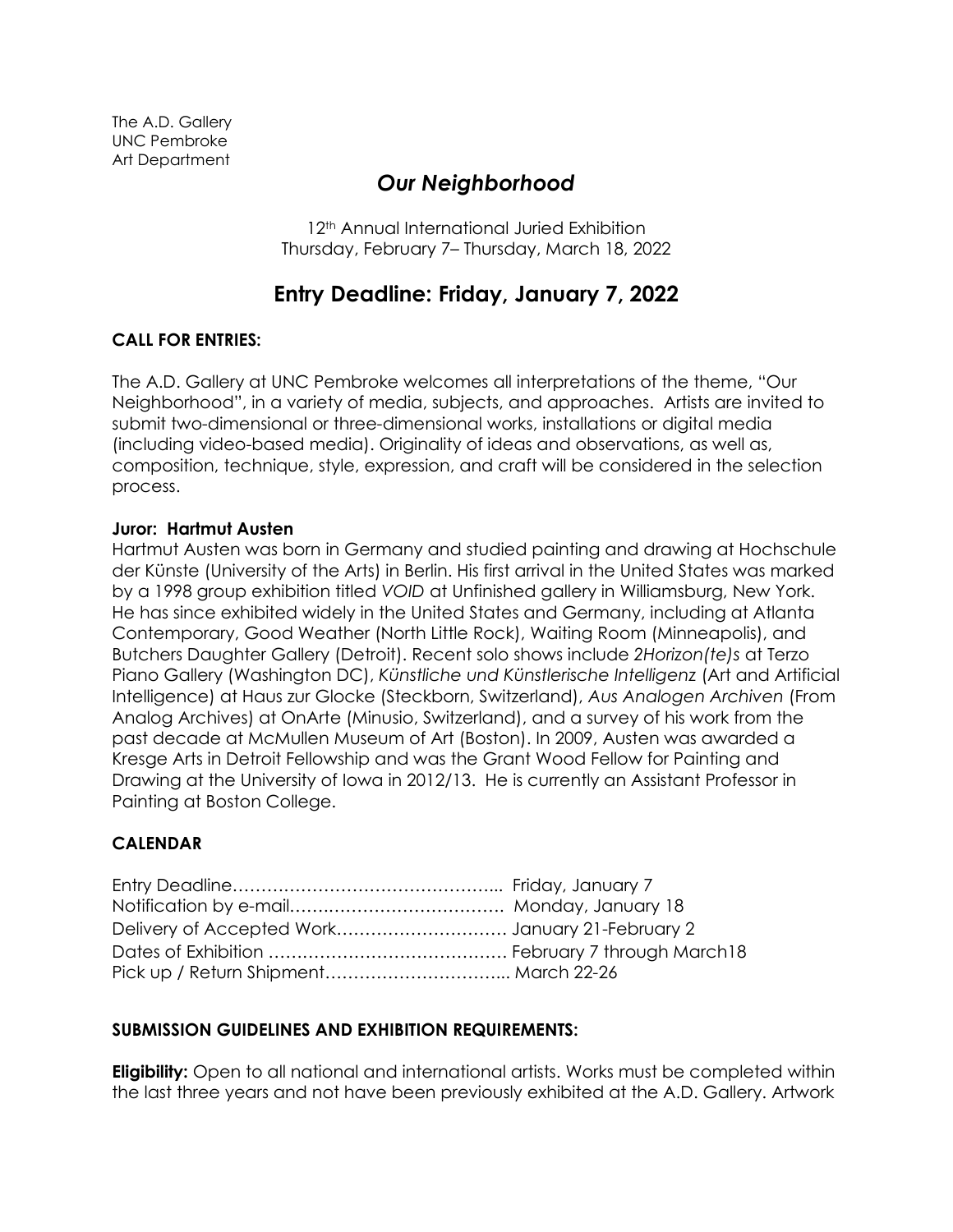The A.D. Gallery
UNC Pembroke
Art Department

# *Our Neighborhood*

12th Annual International Juried Exhibition
Thursday, February 7– Thursday, March 18, 2022

## Entry Deadline: Friday, January 7, 2022

**CALL FOR ENTRIES:**

The A.D. Gallery at UNC Pembroke welcomes all interpretations of the theme, "Our Neighborhood", in a variety of media, subjects, and approaches. Artists are invited to submit two-dimensional or three-dimensional works, installations or digital media (including video-based media). Originality of ideas and observations, as well as, composition, technique, style, expression, and craft will be considered in the selection process.

**Juror: Hartmut Austen**

Hartmut Austen was born in Germany and studied painting and drawing at Hochschule der Künste (University of the Arts) in Berlin. His first arrival in the United States was marked by a 1998 group exhibition titled *VOID* at Unfinished gallery in Williamsburg, New York. He has since exhibited widely in the United States and Germany, including at Atlanta Contemporary, Good Weather (North Little Rock), Waiting Room (Minneapolis), and Butchers Daughter Gallery (Detroit). Recent solo shows include *2Horizon(te)s* at Terzo Piano Gallery (Washington DC), *Künstliche und Künstlerische Intelligenz* (Art and Artificial Intelligence) at Haus zur Glocke (Steckborn, Switzerland), *Aus Analogen Archiven* (From Analog Archives) at OnArte (Minusio, Switzerland), and a survey of his work from the past decade at McMullen Museum of Art (Boston). In 2009, Austen was awarded a Kresge Arts in Detroit Fellowship and was the Grant Wood Fellow for Painting and Drawing at the University of Iowa in 2012/13. He is currently an Assistant Professor in Painting at Boston College.

**CALENDAR**

Entry Deadline……………………………………... Friday, January 7
Notification by e-mail…….………………………. Monday, January 18
Delivery of Accepted Work………………………… January 21-February 2
Dates of Exhibition …………………………………… February 7 through March18
Pick up / Return Shipment…………………………... March 22-26

**SUBMISSION GUIDELINES AND EXHIBITION REQUIREMENTS:**

**Eligibility:** Open to all national and international artists. Works must be completed within the last three years and not have been previously exhibited at the A.D. Gallery. Artwork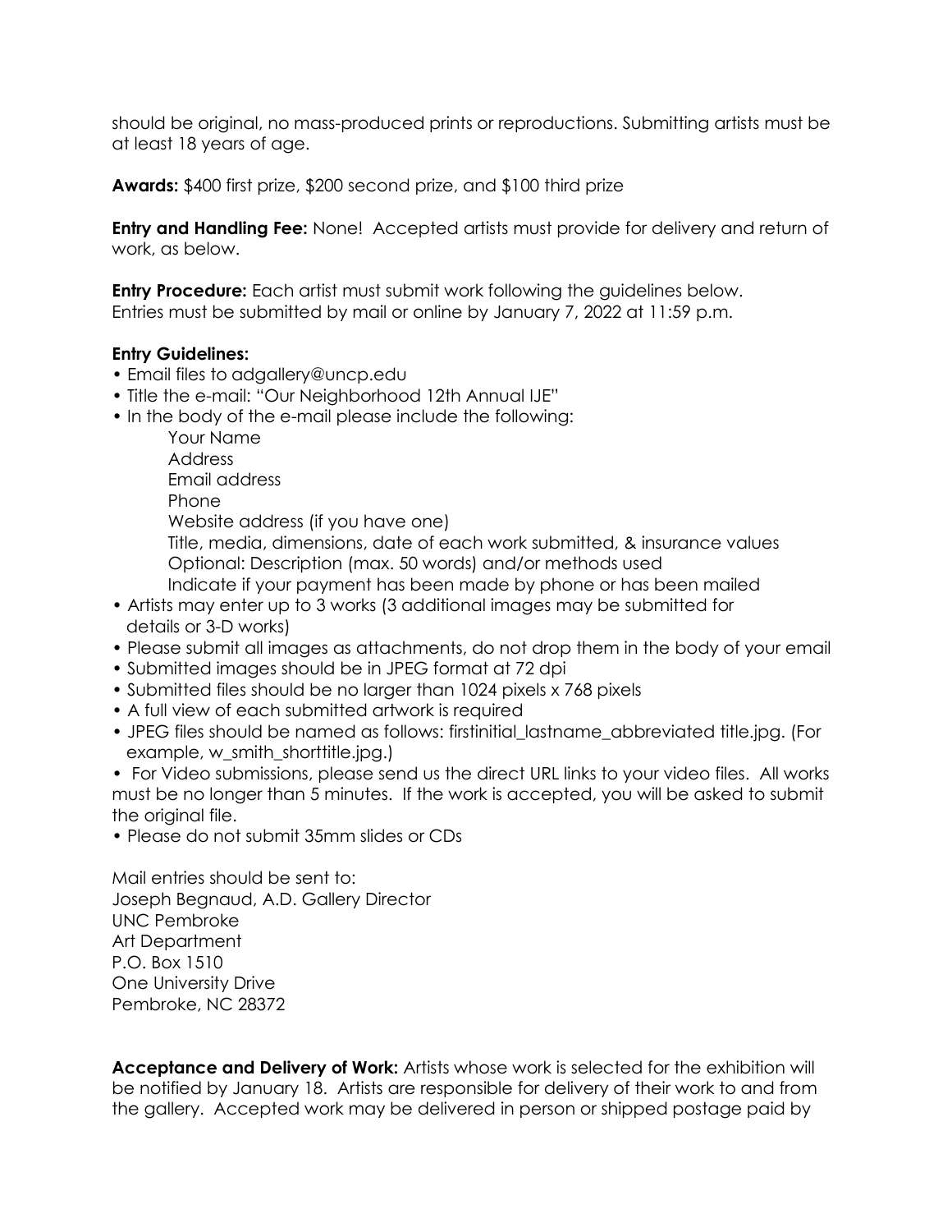should be original, no mass-produced prints or reproductions. Submitting artists must be at least 18 years of age.

**Awards:** $400 first prize, $200 second prize, and $100 third prize

**Entry and Handling Fee:** None! Accepted artists must provide for delivery and return of work, as below.

**Entry Procedure:** Each artist must submit work following the guidelines below. Entries must be submitted by mail or online by January 7, 2022 at 11:59 p.m.

**Entry Guidelines:**

- Email files to adgallery@uncp.edu
- Title the e-mail: "Our Neighborhood 12th Annual IJE"
- In the body of the e-mail please include the following:
  - Your Name
  - Address
  - Email address
  - Phone
  - Website address (if you have one)
  - Title, media, dimensions, date of each work submitted, & insurance values
  - Optional: Description (max. 50 words) and/or methods used
  - Indicate if your payment has been made by phone or has been mailed
- Artists may enter up to 3 works (3 additional images may be submitted for details or 3-D works)
- Please submit all images as attachments, do not drop them in the body of your email
- Submitted images should be in JPEG format at 72 dpi
- Submitted files should be no larger than 1024 pixels x 768 pixels
- A full view of each submitted artwork is required
- JPEG files should be named as follows: firstinitial_lastname_abbreviated title.jpg. (For example, w_smith_shorttitle.jpg.)
- For Video submissions, please send us the direct URL links to your video files. All works must be no longer than 5 minutes. If the work is accepted, you will be asked to submit the original file.
- Please do not submit 35mm slides or CDs

Mail entries should be sent to:
Joseph Begnaud, A.D. Gallery Director
UNC Pembroke
Art Department
P.O. Box 1510
One University Drive
Pembroke, NC 28372

**Acceptance and Delivery of Work:** Artists whose work is selected for the exhibition will be notified by January 18. Artists are responsible for delivery of their work to and from the gallery. Accepted work may be delivered in person or shipped postage paid by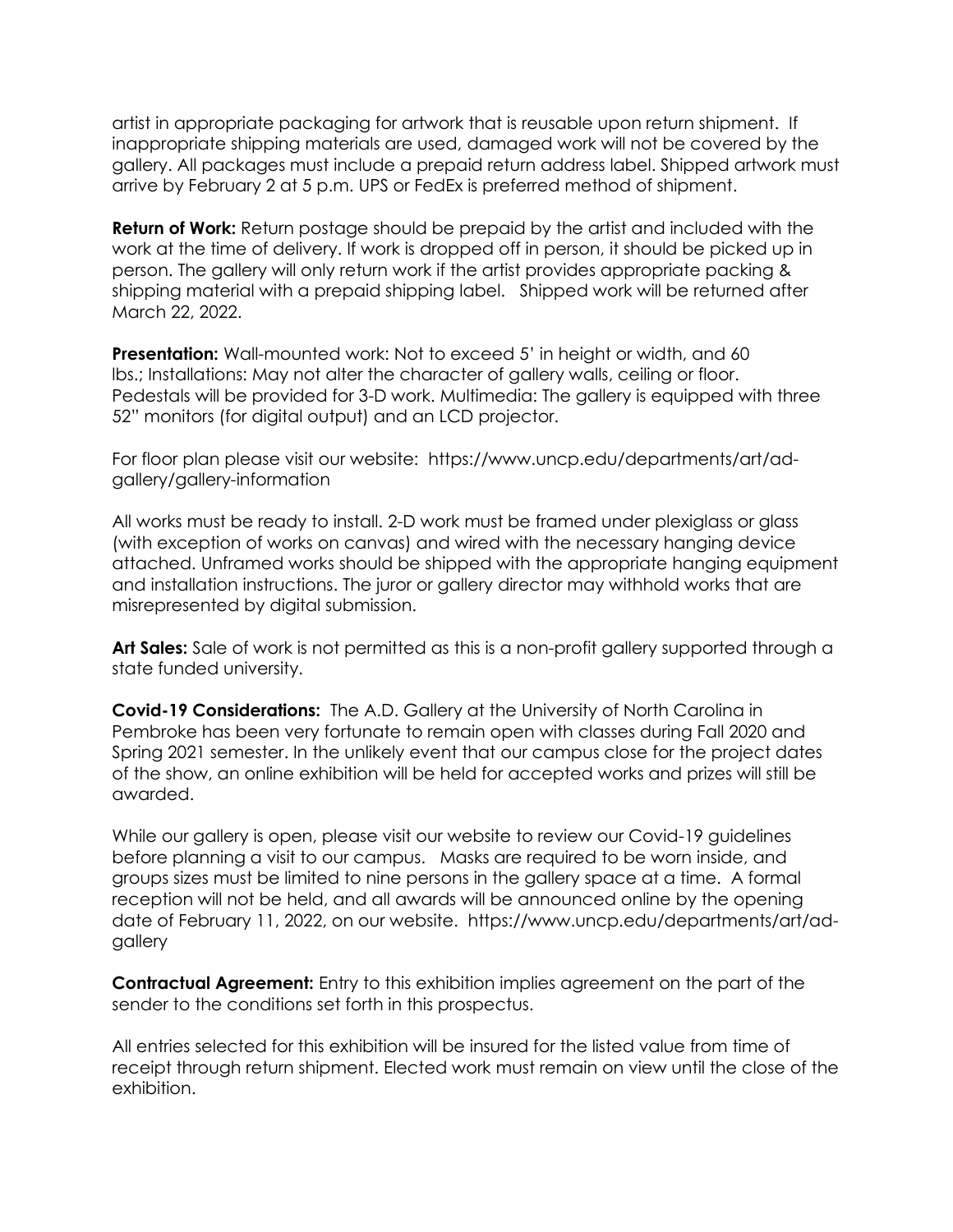artist in appropriate packaging for artwork that is reusable upon return shipment. If inappropriate shipping materials are used, damaged work will not be covered by the gallery. All packages must include a prepaid return address label. Shipped artwork must arrive by February 2 at 5 p.m. UPS or FedEx is preferred method of shipment.

**Return of Work:** Return postage should be prepaid by the artist and included with the work at the time of delivery. If work is dropped off in person, it should be picked up in person. The gallery will only return work if the artist provides appropriate packing & shipping material with a prepaid shipping label. Shipped work will be returned after March 22, 2022.

**Presentation:** Wall-mounted work: Not to exceed 5' in height or width, and 60 lbs.; Installations: May not alter the character of gallery walls, ceiling or floor. Pedestals will be provided for 3-D work. Multimedia: The gallery is equipped with three 52" monitors (for digital output) and an LCD projector.

For floor plan please visit our website: https://www.uncp.edu/departments/art/ad-gallery/gallery-information

All works must be ready to install. 2-D work must be framed under plexiglass or glass (with exception of works on canvas) and wired with the necessary hanging device attached. Unframed works should be shipped with the appropriate hanging equipment and installation instructions. The juror or gallery director may withhold works that are misrepresented by digital submission.

**Art Sales:** Sale of work is not permitted as this is a non-profit gallery supported through a state funded university.

**Covid-19 Considerations:** The A.D. Gallery at the University of North Carolina in Pembroke has been very fortunate to remain open with classes during Fall 2020 and Spring 2021 semester. In the unlikely event that our campus close for the project dates of the show, an online exhibition will be held for accepted works and prizes will still be awarded.

While our gallery is open, please visit our website to review our Covid-19 guidelines before planning a visit to our campus. Masks are required to be worn inside, and groups sizes must be limited to nine persons in the gallery space at a time. A formal reception will not be held, and all awards will be announced online by the opening date of February 11, 2022, on our website. https://www.uncp.edu/departments/art/ad-gallery

**Contractual Agreement:** Entry to this exhibition implies agreement on the part of the sender to the conditions set forth in this prospectus.

All entries selected for this exhibition will be insured for the listed value from time of receipt through return shipment. Elected work must remain on view until the close of the exhibition.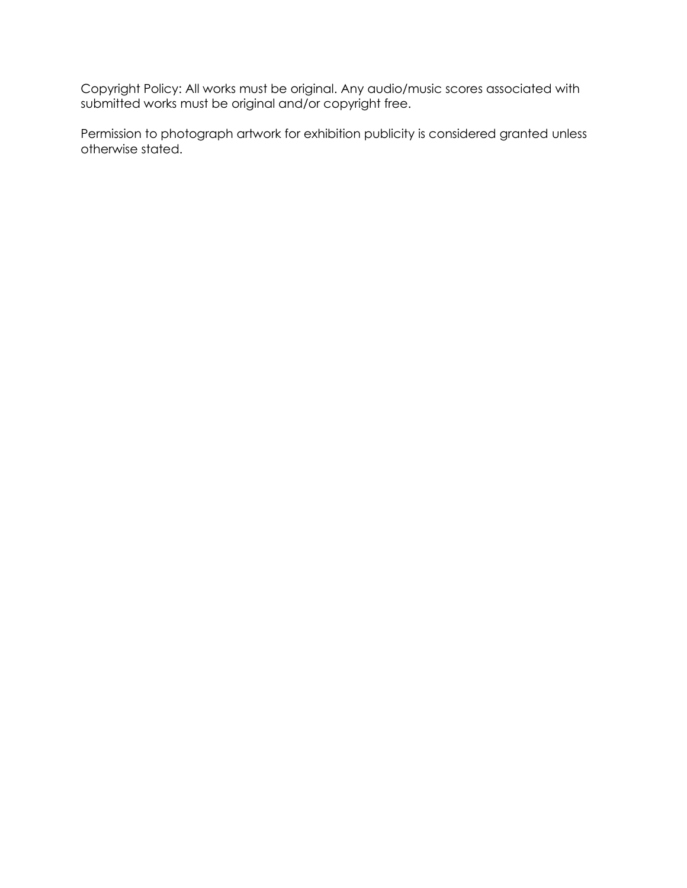Copyright Policy: All works must be original. Any audio/music scores associated with submitted works must be original and/or copyright free.

Permission to photograph artwork for exhibition publicity is considered granted unless otherwise stated.